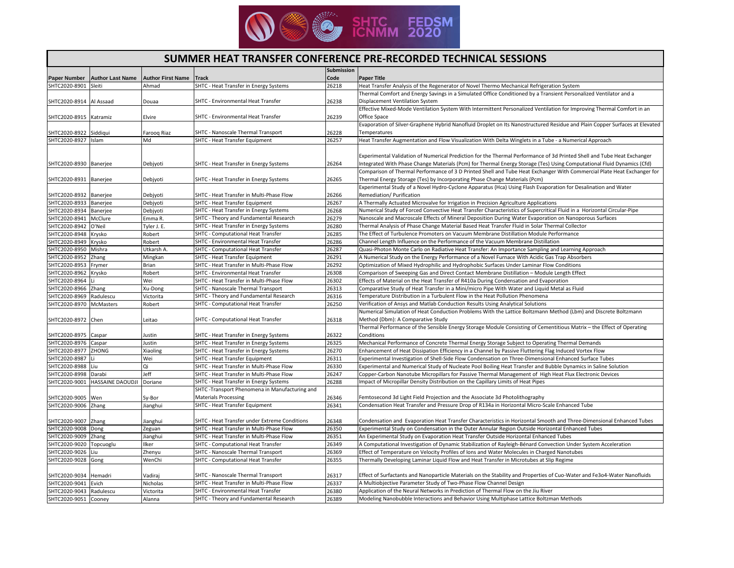# SUMMER HEAT TRANSFER CONFERENCE PRE-RECORDED TECHNICAL SESSIONS

| Paper Number | Author Last Name | Author First Name | Track | Submission Code | Paper Title |
|---|---|---|---|---|---|
| SHTC2020-8901 | Sleiti | Ahmad | SHTC - Heat Transfer in Energy Systems | 26218 | Heat Transfer Analysis of the Regenerator of Novel Thermo Mechanical Refrigeration System |
| SHTC2020-8914 | Al Assaad | Douaa | SHTC - Environmental Heat Transfer | 26238 | Thermal Comfort and Energy Savings in a Simulated Office Conditioned by a Transient Personalized Ventilator and a Displacement Ventilation System |
| SHTC2020-8915 | Katramiz | Elvire | SHTC - Environmental Heat Transfer | 26239 | Effective Mixed-Mode Ventilation System With Intermittent Personalized Ventilation for Improving Thermal Comfort in an Office Space |
| SHTC2020-8922 | Siddiqui | Farooq Riaz | SHTC - Nanoscale Thermal Transport | 26228 | Evaporation of Silver-Graphene Hybrid Nanofluid Droplet on Its Nanostructured Residue and Plain Copper Surfaces at Elevated Temperatures |
| SHTC2020-8927 | Islam | Md | SHTC - Heat Transfer Equipment | 26257 | Heat Transfer Augmentation and Flow Visualization With Delta Winglets in a Tube - a Numerical Approach |
| SHTC2020-8930 | Banerjee | Debjyoti | SHTC - Heat Transfer in Energy Systems | 26264 | Experimental Validation of Numerical Prediction for the Thermal Performance of 3d Printed Shell and Tube Heat Exchanger Integrated With Phase Change Materials (Pcm) for Thermal Energy Storage (Tes) Using Computational Fluid Dynamics (Cfd) |
| SHTC2020-8931 | Banerjee | Debjyoti | SHTC - Heat Transfer in Energy Systems | 26265 | Comparison of Thermal Performance of 3 D Printed Shell and Tube Heat Exchanger With Commercial Plate Heat Exchanger for Thermal Energy Storage (Tes) by Incorporating Phase Change Materials (Pcm) |
| SHTC2020-8932 | Banerjee | Debjyoti | SHTC - Heat Transfer in Multi-Phase Flow | 26266 | Experimental Study of a Novel Hydro-Cyclone Apparatus (Hca) Using Flash Evaporation for Desalination and Water Remediation/ Purification |
| SHTC2020-8933 | Banerjee | Debjyoti | SHTC - Heat Transfer Equipment | 26267 | A Thermally Actuated Microvalve for Irrigation in Precision Agriculture Applications |
| SHTC2020-8934 | Banerjee | Debjyoti | SHTC - Heat Transfer in Energy Systems | 26268 | Numerical Study of Forced Convective Heat Transfer Characteristics of Supercritical Fluid in a Horizontal Circular-Pipe |
| SHTC2020-8941 | McClure | Emma R. | SHTC - Theory and Fundamental Research | 26279 | Nanoscale and Macroscale Effects of Mineral Deposition During Water Evaporation on Nanoporous Surfaces |
| SHTC2020-8942 | O'Neil | Tyler J. E. | SHTC - Heat Transfer in Energy Systems | 26280 | Thermal Analysis of Phase Change Material Based Heat Transfer Fluid in Solar Thermal Collector |
| SHTC2020-8948 | Krysko | Robert | SHTC - Computational Heat Transfer | 26285 | The Effect of Turbulence Promoters on Vacuum Membrane Distillation Module Performance |
| SHTC2020-8949 | Krysko | Robert | SHTC - Environmental Heat Transfer | 26286 | Channel Length Influence on the Performance of the Vacuum Membrane Distillation |
| SHTC2020-8950 | Mishra | Utkarsh A. | SHTC - Computational Heat Transfer | 26287 | Quasi-Photon Monte Carlo on Radiative Heat Transfer: An Importance Sampling and Learning Approach |
| SHTC2020-8952 | Zhang | Mingkan | SHTC - Heat Transfer Equipment | 26291 | A Numerical Study on the Energy Performance of a Novel Furnace With Acidic Gas Trap Absorbers |
| SHTC2020-8953 | Frymer | Brian | SHTC - Heat Transfer in Multi-Phase Flow | 26292 | Optimization of Mixed Hydrophilic and Hydrophobic Surfaces Under Laminar Flow Conditions |
| SHTC2020-8962 | Krysko | Robert | SHTC - Environmental Heat Transfer | 26308 | Comparison of Sweeping Gas and Direct Contact Membrane Distillation – Module Length Effect |
| SHTC2020-8964 | Li | Wei | SHTC - Heat Transfer in Multi-Phase Flow | 26302 | Effects of Material on the Heat Transfer of R410a During Condensation and Evaporation |
| SHTC2020-8966 | Zhang | Xu-Dong | SHTC - Nanoscale Thermal Transport | 26313 | Comparative Study of Heat Transfer in a Mini/micro Pipe With Water and Liquid Metal as Fluid |
| SHTC2020-8969 | Radulescu | Victorita | SHTC - Theory and Fundamental Research | 26316 | Temperature Distribution in a Turbulent Flow in the Heat Pollution Phenomena |
| SHTC2020-8970 | McMasters | Robert | SHTC - Computational Heat Transfer | 26250 | Verification of Ansys and Matlab Conduction Results Using Analytical Solutions |
| SHTC2020-8972 | Chen | Leitao | SHTC - Computational Heat Transfer | 26318 | Numerical Simulation of Heat Conduction Problems With the Lattice Boltzmann Method (Lbm) and Discrete Boltzmann Method (Dbm): A Comparative Study |
| SHTC2020-8975 | Caspar | Justin | SHTC - Heat Transfer in Energy Systems | 26322 | Thermal Performance of the Sensible Energy Storage Module Consisting of Cementitious Matrix – the Effect of Operating Conditions |
| SHTC2020-8976 | Caspar | Justin | SHTC - Heat Transfer in Energy Systems | 26325 | Mechanical Performance of Concrete Thermal Energy Storage Subject to Operating Thermal Demands |
| SHTC2020-8977 | ZHONG | Xiaoling | SHTC - Heat Transfer in Energy Systems | 26270 | Enhancement of Heat Dissipation Efficiency in a Channel by Passive Fluttering Flag Induced Vortex Flow |
| SHTC2020-8987 | Li | Wei | SHTC - Heat Transfer Equipment | 26311 | Experimental Investigation of Shell-Side Flow Condensation on Three-Dimensional Enhanced Surface Tubes |
| SHTC2020-8988 | Liu | Qi | SHTC - Heat Transfer in Multi-Phase Flow | 26330 | Experimental and Numerical Study of Nucleate Pool Boiling Heat Transfer and Bubble Dynamics in Saline Solution |
| SHTC2020-8998 | Darabi | Jeff | SHTC - Heat Transfer in Multi-Phase Flow | 26247 | Copper-Carbon Nanotube Micropillars for Passive Thermal Management of High Heat Flux Electronic Devices |
| SHTC2020-9001 | HASSAINE DAOUDJI | Doriane | SHTC - Heat Transfer in Energy Systems | 26288 | Impact of Micropillar Density Distribution on the Capillary Limits of Heat Pipes |
| SHTC2020-9005 | Wen | Sy-Bor | SHTC -Transport Phenomena in Manufacturing and Materials Processing | 26346 | Femtosecond 3d Light Field Projection and the Associate 3d Photolithography |
| SHTC2020-9006 | Zhang | Jianghui | SHTC - Heat Transfer Equipment | 26341 | Condensation Heat Transfer and Pressure Drop of R134a in Horizontal Micro-Scale Enhanced Tube |
| SHTC2020-9007 | Zhang | Jianghui | SHTC - Heat Transfer under Extreme Conditions | 26348 | Condensation and Evaporation Heat Transfer Characteristics in Horizontal Smooth and Three-Dimensional Enhanced Tubes |
| SHTC2020-9008 | Dong | Zeguan | SHTC - Heat Transfer in Multi-Phase Flow | 26350 | Experimental Study on Condensation in the Outer Annular Region Outside Horizontal Enhanced Tubes |
| SHTC2020-9009 | Zhang | Jianghui | SHTC - Heat Transfer in Multi-Phase Flow | 26351 | An Experimental Study on Evaporation Heat Transfer Outside Horizontal Enhanced Tubes |
| SHTC2020-9020 | Topcuoglu | Ilker | SHTC - Computational Heat Transfer | 26349 | A Computational Investigation of Dynamic Stabilization of Rayleigh-Bénard Convection Under System Acceleration |
| SHTC2020-9026 | Liu | Zhenyu | SHTC - Nanoscale Thermal Transport | 26369 | Effect of Temperature on Velocity Profiles of Ions and Water Molecules in Charged Nanotubes |
| SHTC2020-9028 | Gong | WenChi | SHTC - Computational Heat Transfer | 26355 | Thermally Developing Laminar Liquid Flow and Heat Transfer in Microtubes at Slip Regime |
| SHTC2020-9034 | Hemadri | Vadiraj | SHTC - Nanoscale Thermal Transport | 26317 | Effect of Surfactants and Nanoparticle Materials on the Stability and Properties of Cuo-Water and Fe3o4-Water Nanofluids |
| SHTC2020-9041 | Evich | Nicholas | SHTC - Heat Transfer in Multi-Phase Flow | 26337 | A Multiobjective Parameter Study of Two-Phase Flow Channel Design |
| SHTC2020-9043 | Radulescu | Victorita | SHTC - Environmental Heat Transfer | 26380 | Application of the Neural Networks in Prediction of Thermal Flow on the Jiu River |
| SHTC2020-9051 | Cooney | Alanna | SHTC - Theory and Fundamental Research | 26389 | Modeling Nanobubble Interactions and Behavior Using Multiphase Lattice Boltzman Methods |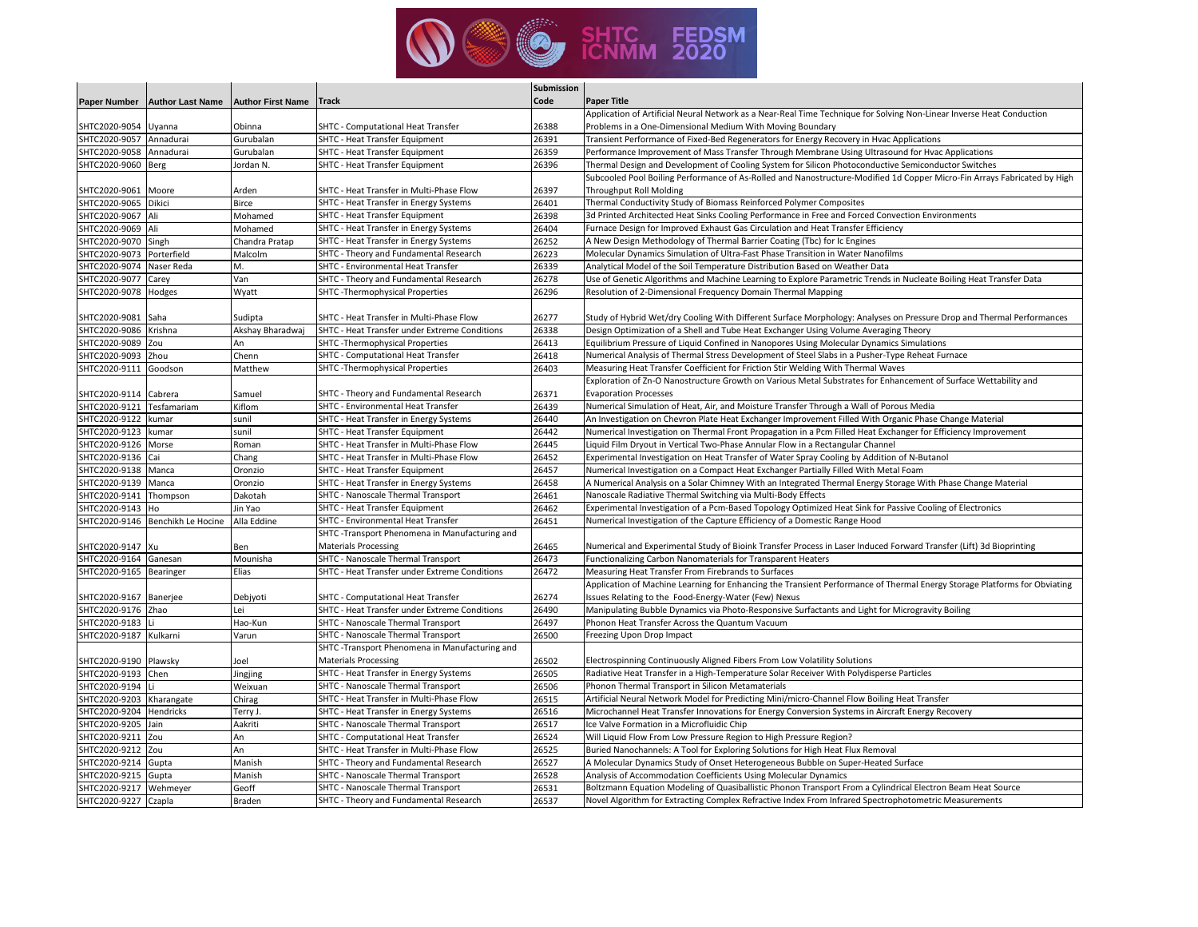| Paper Number | Author Last Name | Author First Name | Track | Submission Code | Paper Title |
|---|---|---|---|---|---|
| SHTC2020-9054 | Uyanna | Obinna | SHTC - Computational Heat Transfer | 26388 | Application of Artificial Neural Network as a Near-Real Time Technique for Solving Non-Linear Inverse Heat Conduction Problems in a One-Dimensional Medium With Moving Boundary |
| SHTC2020-9057 | Annadurai | Gurubalan | SHTC - Heat Transfer Equipment | 26391 | Transient Performance of Fixed-Bed Regenerators for Energy Recovery in Hvac Applications |
| SHTC2020-9058 | Annadurai | Gurubalan | SHTC - Heat Transfer Equipment | 26359 | Performance Improvement of Mass Transfer Through Membrane Using Ultrasound for Hvac Applications |
| SHTC2020-9060 | Berg | Jordan N. | SHTC - Heat Transfer Equipment | 26396 | Thermal Design and Development of Cooling System for Silicon Photoconductive Semiconductor Switches |
| SHTC2020-9061 | Moore | Arden | SHTC - Heat Transfer in Multi-Phase Flow | 26397 | Subcooled Pool Boiling Performance of As-Rolled and Nanostructure-Modified 1d Copper Micro-Fin Arrays Fabricated by High Throughput Roll Molding |
| SHTC2020-9065 | Dikici | Birce | SHTC - Heat Transfer in Energy Systems | 26401 | Thermal Conductivity Study of Biomass Reinforced Polymer Composites |
| SHTC2020-9067 | Ali | Mohamed | SHTC - Heat Transfer Equipment | 26398 | 3d Printed Architected Heat Sinks Cooling Performance in Free and Forced Convection Environments |
| SHTC2020-9069 | Ali | Mohamed | SHTC - Heat Transfer in Energy Systems | 26404 | Furnace Design for Improved Exhaust Gas Circulation and Heat Transfer Efficiency |
| SHTC2020-9070 | Singh | Chandra Pratap | SHTC - Heat Transfer in Energy Systems | 26252 | A New Design Methodology of Thermal Barrier Coating (Tbc) for Ic Engines |
| SHTC2020-9073 | Porterfield | Malcolm | SHTC - Theory and Fundamental Research | 26223 | Molecular Dynamics Simulation of Ultra-Fast Phase Transition in Water Nanofilms |
| SHTC2020-9074 | Naser Reda | M. | SHTC - Environmental Heat Transfer | 26339 | Analytical Model of the Soil Temperature Distribution Based on Weather Data |
| SHTC2020-9077 | Carey | Van | SHTC - Theory and Fundamental Research | 26278 | Use of Genetic Algorithms and Machine Learning to Explore Parametric Trends in Nucleate Boiling Heat Transfer Data |
| SHTC2020-9078 | Hodges | Wyatt | SHTC -Thermophysical Properties | 26296 | Resolution of 2-Dimensional Frequency Domain Thermal Mapping |
| SHTC2020-9081 | Saha | Sudipta | SHTC - Heat Transfer in Multi-Phase Flow | 26277 | Study of Hybrid Wet/dry Cooling With Different Surface Morphology: Analyses on Pressure Drop and Thermal Performances |
| SHTC2020-9086 | Krishna | Akshay Bharadwaj | SHTC - Heat Transfer under Extreme Conditions | 26338 | Design Optimization of a Shell and Tube Heat Exchanger Using Volume Averaging Theory |
| SHTC2020-9089 | Zou | An | SHTC -Thermophysical Properties | 26413 | Equilibrium Pressure of Liquid Confined in Nanopores Using Molecular Dynamics Simulations |
| SHTC2020-9093 | Zhou | Chenn | SHTC - Computational Heat Transfer | 26418 | Numerical Analysis of Thermal Stress Development of Steel Slabs in a Pusher-Type Reheat Furnace |
| SHTC2020-9111 | Goodson | Matthew | SHTC -Thermophysical Properties | 26403 | Measuring Heat Transfer Coefficient for Friction Stir Welding With Thermal Waves |
| SHTC2020-9114 | Cabrera | Samuel | SHTC - Theory and Fundamental Research | 26371 | Exploration of Zn-O Nanostructure Growth on Various Metal Substrates for Enhancement of Surface Wettability and Evaporation Processes |
| SHTC2020-9121 | Tesfamariam | Kiflom | SHTC - Environmental Heat Transfer | 26439 | Numerical Simulation of Heat, Air, and Moisture Transfer Through a Wall of Porous Media |
| SHTC2020-9122 | kumar | sunil | SHTC - Heat Transfer in Energy Systems | 26440 | An Investigation on Chevron Plate Heat Exchanger Improvement Filled With Organic Phase Change Material |
| SHTC2020-9123 | kumar | sunil | SHTC - Heat Transfer Equipment | 26442 | Numerical Investigation on Thermal Front Propagation in a Pcm Filled Heat Exchanger for Efficiency Improvement |
| SHTC2020-9126 | Morse | Roman | SHTC - Heat Transfer in Multi-Phase Flow | 26445 | Liquid Film Dryout in Vertical Two-Phase Annular Flow in a Rectangular Channel |
| SHTC2020-9136 | Cai | Chang | SHTC - Heat Transfer in Multi-Phase Flow | 26452 | Experimental Investigation on Heat Transfer of Water Spray Cooling by Addition of N-Butanol |
| SHTC2020-9138 | Manca | Oronzio | SHTC - Heat Transfer Equipment | 26457 | Numerical Investigation on a Compact Heat Exchanger Partially Filled With Metal Foam |
| SHTC2020-9139 | Manca | Oronzio | SHTC - Heat Transfer in Energy Systems | 26458 | A Numerical Analysis on a Solar Chimney With an Integrated Thermal Energy Storage With Phase Change Material |
| SHTC2020-9141 | Thompson | Dakotah | SHTC - Nanoscale Thermal Transport | 26461 | Nanoscale Radiative Thermal Switching via Multi-Body Effects |
| SHTC2020-9143 | Ho | Jin Yao | SHTC - Heat Transfer Equipment | 26462 | Experimental Investigation of a Pcm-Based Topology Optimized Heat Sink for Passive Cooling of Electronics |
| SHTC2020-9146 | Benchikh Le Hocine | Alla Eddine | SHTC - Environmental Heat Transfer | 26451 | Numerical Investigation of the Capture Efficiency of a Domestic Range Hood |
| SHTC2020-9147 | Xu | Ben | SHTC -Transport Phenomena in Manufacturing and Materials Processing | 26465 | Numerical and Experimental Study of Bioink Transfer Process in Laser Induced Forward Transfer (Lift) 3d Bioprinting |
| SHTC2020-9164 | Ganesan | Mounisha | SHTC - Nanoscale Thermal Transport | 26473 | Functionalizing Carbon Nanomaterials for Transparent Heaters |
| SHTC2020-9165 | Bearinger | Elias | SHTC - Heat Transfer under Extreme Conditions | 26472 | Measuring Heat Transfer From Firebrands to Surfaces |
| SHTC2020-9167 | Banerjee | Debjyoti | SHTC - Computational Heat Transfer | 26274 | Application of Machine Learning for Enhancing the Transient Performance of Thermal Energy Storage Platforms for Obviating Issues Relating to the Food-Energy-Water (Few) Nexus |
| SHTC2020-9176 | Zhao | Lei | SHTC - Heat Transfer under Extreme Conditions | 26490 | Manipulating Bubble Dynamics via Photo-Responsive Surfactants and Light for Microgravity Boiling |
| SHTC2020-9183 | Li | Hao-Kun | SHTC - Nanoscale Thermal Transport | 26497 | Phonon Heat Transfer Across the Quantum Vacuum |
| SHTC2020-9187 | Kulkarni | Varun | SHTC - Nanoscale Thermal Transport | 26500 | Freezing Upon Drop Impact |
| SHTC2020-9190 | Plawsky | Joel | SHTC -Transport Phenomena in Manufacturing and Materials Processing | 26502 | Electrospinning Continuously Aligned Fibers From Low Volatility Solutions |
| SHTC2020-9193 | Chen | Jingjing | SHTC - Heat Transfer in Energy Systems | 26505 | Radiative Heat Transfer in a High-Temperature Solar Receiver With Polydisperse Particles |
| SHTC2020-9194 | Li | Weixuan | SHTC - Nanoscale Thermal Transport | 26506 | Phonon Thermal Transport in Silicon Metamaterials |
| SHTC2020-9203 | Kharangate | Chirag | SHTC - Heat Transfer in Multi-Phase Flow | 26515 | Artificial Neural Network Model for Predicting Mini/micro-Channel Flow Boiling Heat Transfer |
| SHTC2020-9204 | Hendricks | Terry J. | SHTC - Heat Transfer in Energy Systems | 26516 | Microchannel Heat Transfer Innovations for Energy Conversion Systems in Aircraft Energy Recovery |
| SHTC2020-9205 | Jain | Aakriti | SHTC - Nanoscale Thermal Transport | 26517 | Ice Valve Formation in a Microfluidic Chip |
| SHTC2020-9211 | Zou | An | SHTC - Computational Heat Transfer | 26524 | Will Liquid Flow From Low Pressure Region to High Pressure Region? |
| SHTC2020-9212 | Zou | An | SHTC - Heat Transfer in Multi-Phase Flow | 26525 | Buried Nanochannels: A Tool for Exploring Solutions for High Heat Flux Removal |
| SHTC2020-9214 | Gupta | Manish | SHTC - Theory and Fundamental Research | 26527 | A Molecular Dynamics Study of Onset Heterogeneous Bubble on Super-Heated Surface |
| SHTC2020-9215 | Gupta | Manish | SHTC - Nanoscale Thermal Transport | 26528 | Analysis of Accommodation Coefficients Using Molecular Dynamics |
| SHTC2020-9217 | Wehmeyer | Geoff | SHTC - Nanoscale Thermal Transport | 26531 | Boltzmann Equation Modeling of Quasiballistic Phonon Transport From a Cylindrical Electron Beam Heat Source |
| SHTC2020-9227 | Czapla | Braden | SHTC - Theory and Fundamental Research | 26537 | Novel Algorithm for Extracting Complex Refractive Index From Infrared Spectrophotometric Measurements |